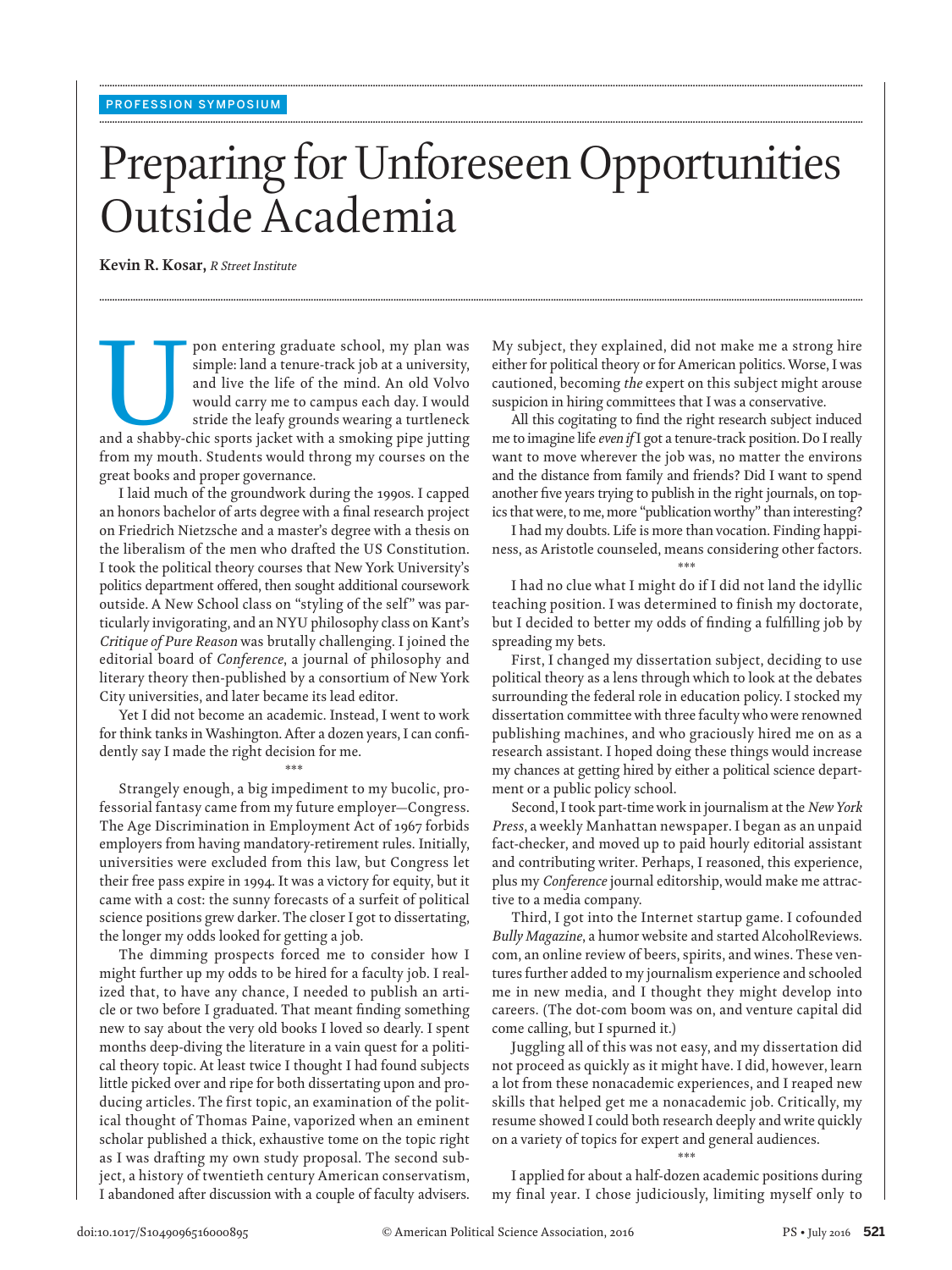PROFESSION SYMPOSIUM

# Preparing for Unforeseen Opportunities Outside Academia

**Kevin R. Kosar,** *R Street Institute*

Upon entering graduate school, my plan was simple: land a tenure-track job at a university, and live the life of the mind. An old Volvo would carry me to campus each day. I would stride the leafy grounds wearing a turtleneck and a shabby-chic sports jacket with a smoking pipe jutting from my mouth. Students would throng my courses on the great books and proper governance.

I laid much of the groundwork during the 1990s. I capped an honors bachelor of arts degree with a final research project on Friedrich Nietzsche and a master's degree with a thesis on the liberalism of the men who drafted the US Constitution. I took the political theory courses that New York University's politics department offered, then sought additional coursework outside. A New School class on "styling of the self" was particularly invigorating, and an NYU philosophy class on Kant's *Critique of Pure Reason* was brutally challenging. I joined the editorial board of *Conference*, a journal of philosophy and literary theory then-published by a consortium of New York City universities, and later became its lead editor.

Yet I did not become an academic. Instead, I went to work for think tanks in Washington. After a dozen years, I can confidently say I made the right decision for me.

\*\*\*

Strangely enough, a big impediment to my bucolic, professorial fantasy came from my future employer—Congress. The Age Discrimination in Employment Act of 1967 forbids employers from having mandatory-retirement rules. Initially, universities were excluded from this law, but Congress let their free pass expire in 1994. It was a victory for equity, but it came with a cost: the sunny forecasts of a surfeit of political science positions grew darker. The closer I got to dissertating, the longer my odds looked for getting a job.

The dimming prospects forced me to consider how I might further up my odds to be hired for a faculty job. I realized that, to have any chance, I needed to publish an article or two before I graduated. That meant finding something new to say about the very old books I loved so dearly. I spent months deep-diving the literature in a vain quest for a political theory topic. At least twice I thought I had found subjects little picked over and ripe for both dissertating upon and producing articles. The first topic, an examination of the political thought of Thomas Paine, vaporized when an eminent scholar published a thick, exhaustive tome on the topic right as I was drafting my own study proposal. The second subject, a history of twentieth century American conservatism, I abandoned after discussion with a couple of faculty advisers. My subject, they explained, did not make me a strong hire either for political theory or for American politics. Worse, I was cautioned, becoming *the* expert on this subject might arouse suspicion in hiring committees that I was a conservative.

All this cogitating to find the right research subject induced me to imagine life *even if* I got a tenure-track position. Do I really want to move wherever the job was, no matter the environs and the distance from family and friends? Did I want to spend another five years trying to publish in the right journals, on topics that were, to me, more "publication worthy" than interesting?

I had my doubts. Life is more than vocation. Finding happiness, as Aristotle counseled, means considering other factors.

\*\*\*

I had no clue what I might do if I did not land the idyllic teaching position. I was determined to finish my doctorate, but I decided to better my odds of finding a fulfilling job by spreading my bets.

First, I changed my dissertation subject, deciding to use political theory as a lens through which to look at the debates surrounding the federal role in education policy. I stocked my dissertation committee with three faculty who were renowned publishing machines, and who graciously hired me on as a research assistant. I hoped doing these things would increase my chances at getting hired by either a political science department or a public policy school.

Second, I took part-time work in journalism at the *New York Press*, a weekly Manhattan newspaper. I began as an unpaid fact-checker, and moved up to paid hourly editorial assistant and contributing writer. Perhaps, I reasoned, this experience, plus my *Conference* journal editorship, would make me attractive to a media company.

Third, I got into the Internet startup game. I cofounded *Bully Magazine*, a humor website and started AlcoholReviews.com, an online review of beers, spirits, and wines. These ventures further added to my journalism experience and schooled me in new media, and I thought they might develop into careers. (The dot-com boom was on, and venture capital did come calling, but I spurned it.)

Juggling all of this was not easy, and my dissertation did not proceed as quickly as it might have. I did, however, learn a lot from these nonacademic experiences, and I reaped new skills that helped get me a nonacademic job. Critically, my resume showed I could both research deeply and write quickly on a variety of topics for expert and general audiences.

\*\*\*

I applied for about a half-dozen academic positions during my final year. I chose judiciously, limiting myself only to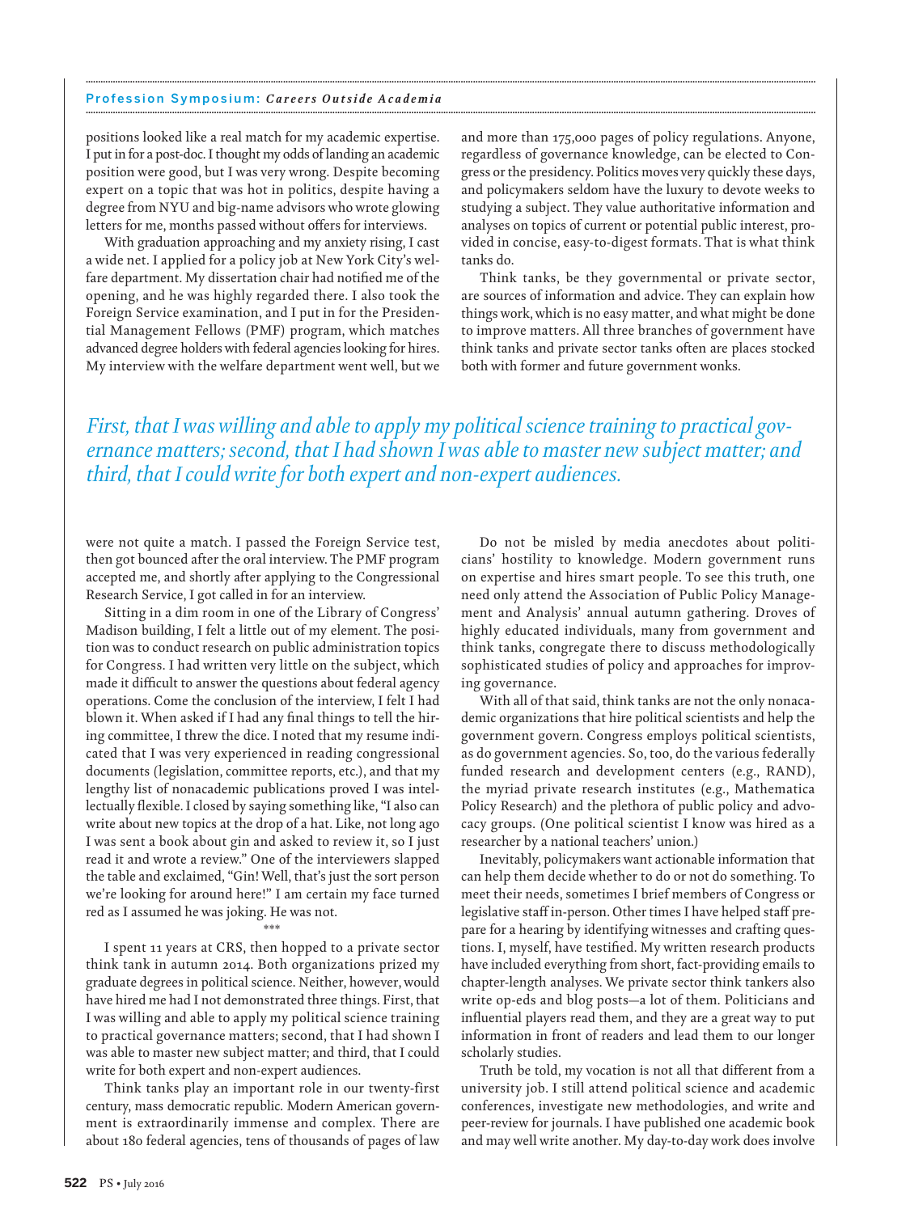positions looked like a real match for my academic expertise. I put in for a post-doc. I thought my odds of landing an academic position were good, but I was very wrong. Despite becoming expert on a topic that was hot in politics, despite having a degree from NYU and big-name advisors who wrote glowing letters for me, months passed without offers for interviews.

With graduation approaching and my anxiety rising, I cast a wide net. I applied for a policy job at New York City's welfare department. My dissertation chair had notified me of the opening, and he was highly regarded there. I also took the Foreign Service examination, and I put in for the Presidential Management Fellows (PMF) program, which matches advanced degree holders with federal agencies looking for hires. My interview with the welfare department went well, but we were not quite a match. I passed the Foreign Service test, then got bounced after the oral interview. The PMF program accepted me, and shortly after applying to the Congressional Research Service, I got called in for an interview.

Sitting in a dim room in one of the Library of Congress' Madison building, I felt a little out of my element. The position was to conduct research on public administration topics for Congress. I had written very little on the subject, which made it difficult to answer the questions about federal agency operations. Come the conclusion of the interview, I felt I had blown it. When asked if I had any final things to tell the hiring committee, I threw the dice. I noted that my resume indicated that I was very experienced in reading congressional documents (legislation, committee reports, etc.), and that my lengthy list of nonacademic publications proved I was intellectually flexible. I closed by saying something like, "I also can write about new topics at the drop of a hat. Like, not long ago I was sent a book about gin and asked to review it, so I just read it and wrote a review." One of the interviewers slapped the table and exclaimed, "Gin! Well, that's just the sort person we're looking for around here!" I am certain my face turned red as I assumed he was joking. He was not.

\*\*\*

I spent 11 years at CRS, then hopped to a private sector think tank in autumn 2014. Both organizations prized my graduate degrees in political science. Neither, however, would have hired me had I not demonstrated three things. First, that I was willing and able to apply my political science training to practical governance matters; second, that I had shown I was able to master new subject matter; and third, that I could write for both expert and non-expert audiences.

*First, that I was willing and able to apply my political science training to practical governance matters; second, that I had shown I was able to master new subject matter; and third, that I could write for both expert and non-expert audiences.*

Think tanks play an important role in our twenty-first century, mass democratic republic. Modern American government is extraordinarily immense and complex. There are about 180 federal agencies, tens of thousands of pages of law and more than 175,000 pages of policy regulations. Anyone, regardless of governance knowledge, can be elected to Congress or the presidency. Politics moves very quickly these days, and policymakers seldom have the luxury to devote weeks to studying a subject. They value authoritative information and analyses on topics of current or potential public interest, provided in concise, easy-to-digest formats. That is what think tanks do.

Think tanks, be they governmental or private sector, are sources of information and advice. They can explain how things work, which is no easy matter, and what might be done to improve matters. All three branches of government have think tanks and private sector tanks often are places stocked both with former and future government wonks.

Do not be misled by media anecdotes about politicians' hostility to knowledge. Modern government runs on expertise and hires smart people. To see this truth, one need only attend the Association of Public Policy Management and Analysis' annual autumn gathering. Droves of highly educated individuals, many from government and think tanks, congregate there to discuss methodologically sophisticated studies of policy and approaches for improving governance.

With all of that said, think tanks are not the only nonacademic organizations that hire political scientists and help the government govern. Congress employs political scientists, as do government agencies. So, too, do the various federally funded research and development centers (e.g., RAND), the myriad private research institutes (e.g., Mathematica Policy Research) and the plethora of public policy and advocacy groups. (One political scientist I know was hired as a researcher by a national teachers' union.)

Inevitably, policymakers want actionable information that can help them decide whether to do or not do something. To meet their needs, sometimes I brief members of Congress or legislative staff in-person. Other times I have helped staff prepare for a hearing by identifying witnesses and crafting questions. I, myself, have testified. My written research products have included everything from short, fact-providing emails to chapter-length analyses. We private sector think tankers also write op-eds and blog posts—a lot of them. Politicians and influential players read them, and they are a great way to put information in front of readers and lead them to our longer scholarly studies.

Truth be told, my vocation is not all that different from a university job. I still attend political science and academic conferences, investigate new methodologies, and write and peer-review for journals. I have published one academic book and may well write another. My day-to-day work does involve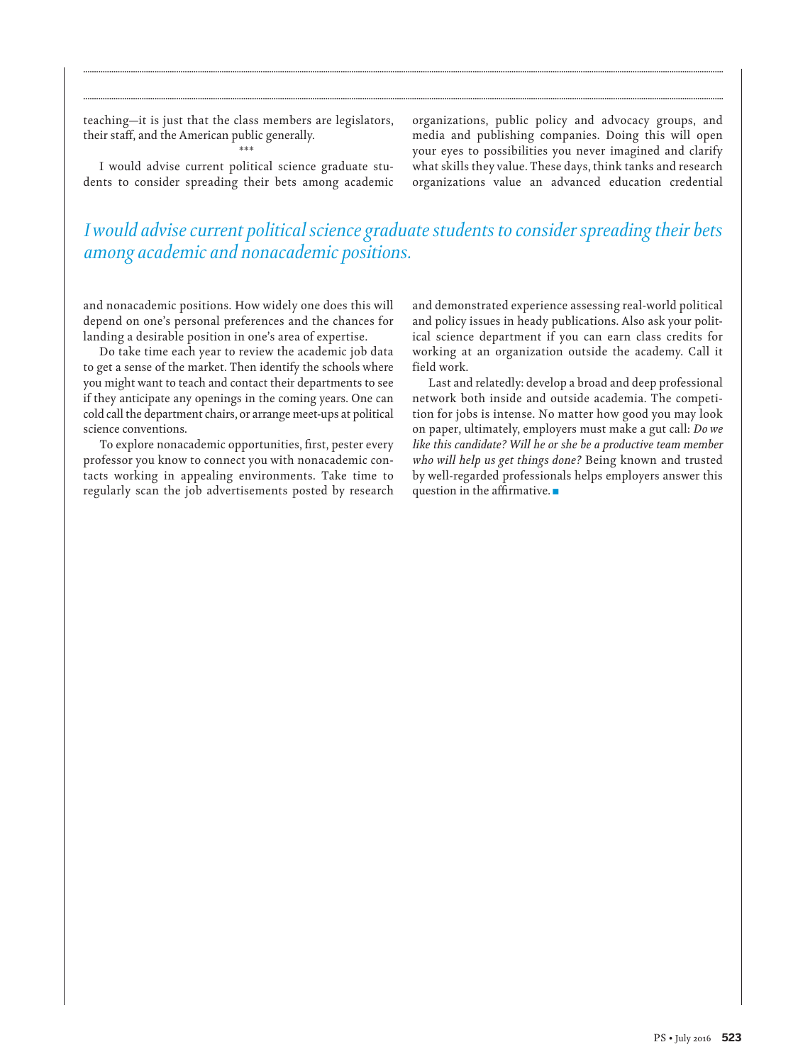teaching—it is just that the class members are legislators, their staff, and the American public generally.

***

I would advise current political science graduate students to consider spreading their bets among academic and nonacademic positions. How widely one does this will depend on one's personal preferences and the chances for landing a desirable position in one's area of expertise.

*I would advise current political science graduate students to consider spreading their bets among academic and nonacademic positions.*

Do take time each year to review the academic job data to get a sense of the market. Then identify the schools where you might want to teach and contact their departments to see if they anticipate any openings in the coming years. One can cold call the department chairs, or arrange meet-ups at political science conventions.

To explore nonacademic opportunities, first, pester every professor you know to connect you with nonacademic contacts working in appealing environments. Take time to regularly scan the job advertisements posted by research organizations, public policy and advocacy groups, and media and publishing companies. Doing this will open your eyes to possibilities you never imagined and clarify what skills they value. These days, think tanks and research organizations value an advanced education credential and demonstrated experience assessing real-world political and policy issues in heady publications. Also ask your political science department if you can earn class credits for working at an organization outside the academy. Call it field work.

Last and relatedly: develop a broad and deep professional network both inside and outside academia. The competition for jobs is intense. No matter how good you may look on paper, ultimately, employers must make a gut call: *Do we like this candidate? Will he or she be a productive team member who will help us get things done?* Being known and trusted by well-regarded professionals helps employers answer this question in the affirmative. ■